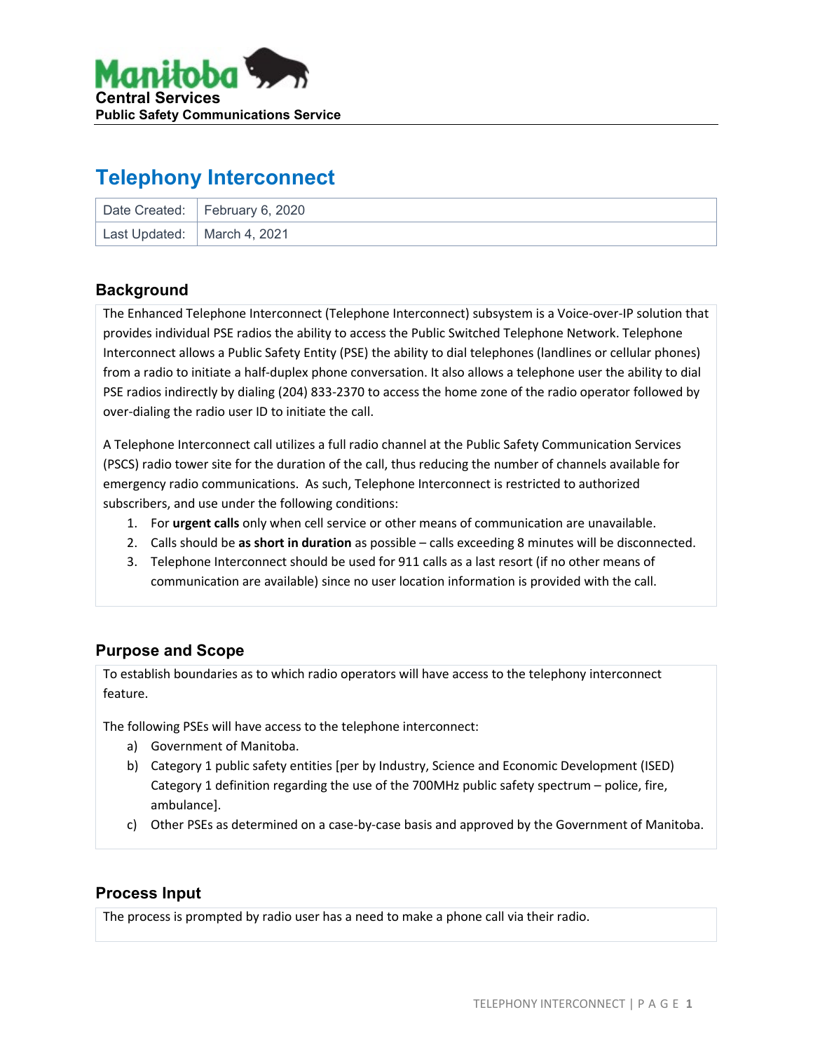Manitoba
Central Services
Public Safety Communications Service

# Telephony Interconnect

| Date Created: | February 6, 2020 |
| --- | --- |
| Last Updated: | March 4, 2021 |

## Background

The Enhanced Telephone Interconnect (Telephone Interconnect) subsystem is a Voice-over-IP solution that provides individual PSE radios the ability to access the Public Switched Telephone Network. Telephone Interconnect allows a Public Safety Entity (PSE) the ability to dial telephones (landlines or cellular phones) from a radio to initiate a half-duplex phone conversation. It also allows a telephone user the ability to dial PSE radios indirectly by dialing (204) 833-2370 to access the home zone of the radio operator followed by over-dialing the radio user ID to initiate the call.

A Telephone Interconnect call utilizes a full radio channel at the Public Safety Communication Services (PSCS) radio tower site for the duration of the call, thus reducing the number of channels available for emergency radio communications. As such, Telephone Interconnect is restricted to authorized subscribers, and use under the following conditions:

1. For **urgent calls** only when cell service or other means of communication are unavailable.
2. Calls should be **as short in duration** as possible – calls exceeding 8 minutes will be disconnected.
3. Telephone Interconnect should be used for 911 calls as a last resort (if no other means of communication are available) since no user location information is provided with the call.

## Purpose and Scope

To establish boundaries as to which radio operators will have access to the telephony interconnect feature.

The following PSEs will have access to the telephone interconnect:

a) Government of Manitoba.
b) Category 1 public safety entities [per by Industry, Science and Economic Development (ISED) Category 1 definition regarding the use of the 700MHz public safety spectrum – police, fire, ambulance].
c) Other PSEs as determined on a case-by-case basis and approved by the Government of Manitoba.

## Process Input

The process is prompted by radio user has a need to make a phone call via their radio.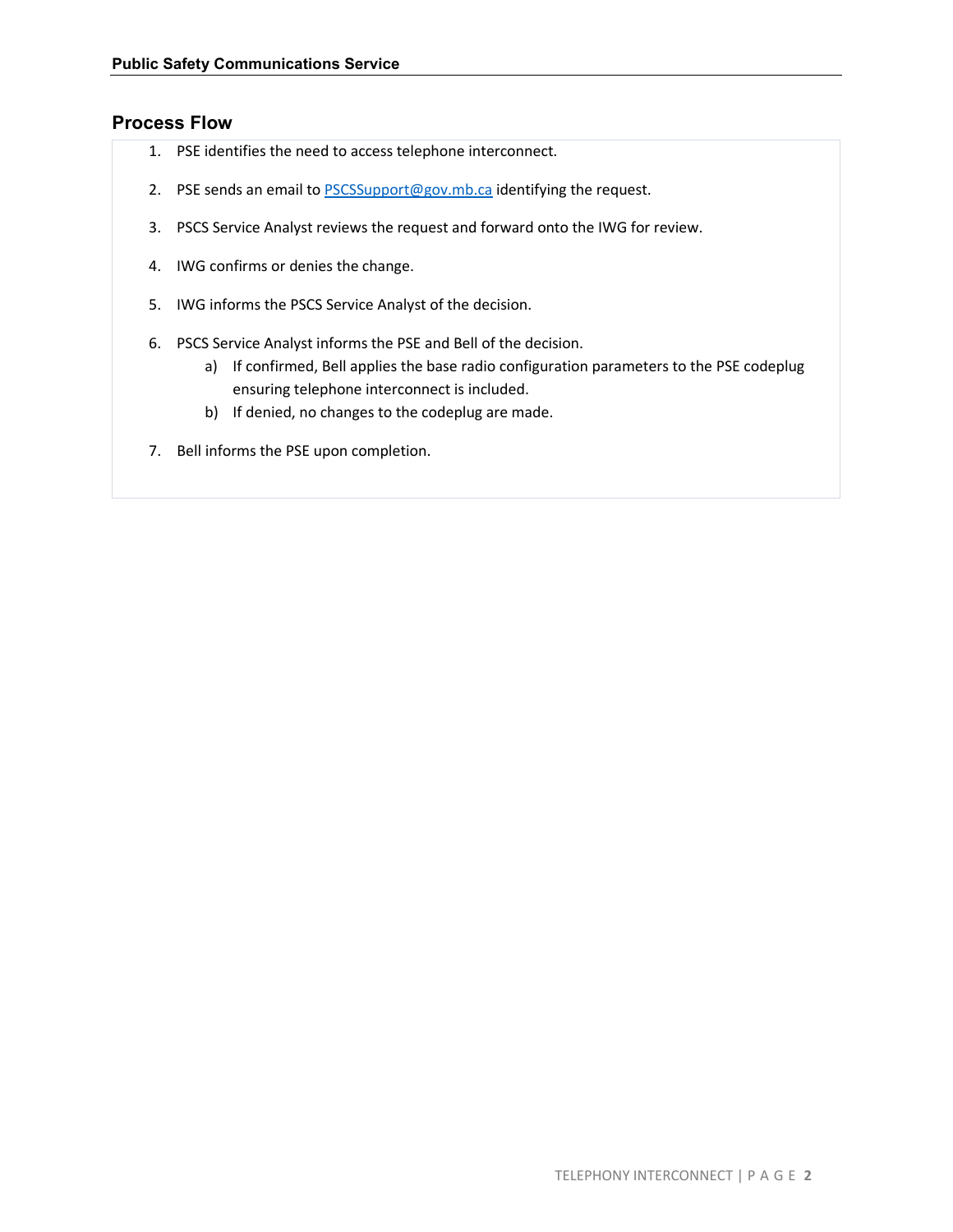## Process Flow

1. PSE identifies the need to access telephone interconnect.
2. PSE sends an email to [PSCSSupport@gov.mb.ca](mailto:PSCSSupport@gov.mb.ca) identifying the request.
3. PSCS Service Analyst reviews the request and forward onto the IWG for review.
4. IWG confirms or denies the change.
5. IWG informs the PSCS Service Analyst of the decision.
6. PSCS Service Analyst informs the PSE and Bell of the decision.
   a) If confirmed, Bell applies the base radio configuration parameters to the PSE codeplug ensuring telephone interconnect is included.
   b) If denied, no changes to the codeplug are made.
7. Bell informs the PSE upon completion.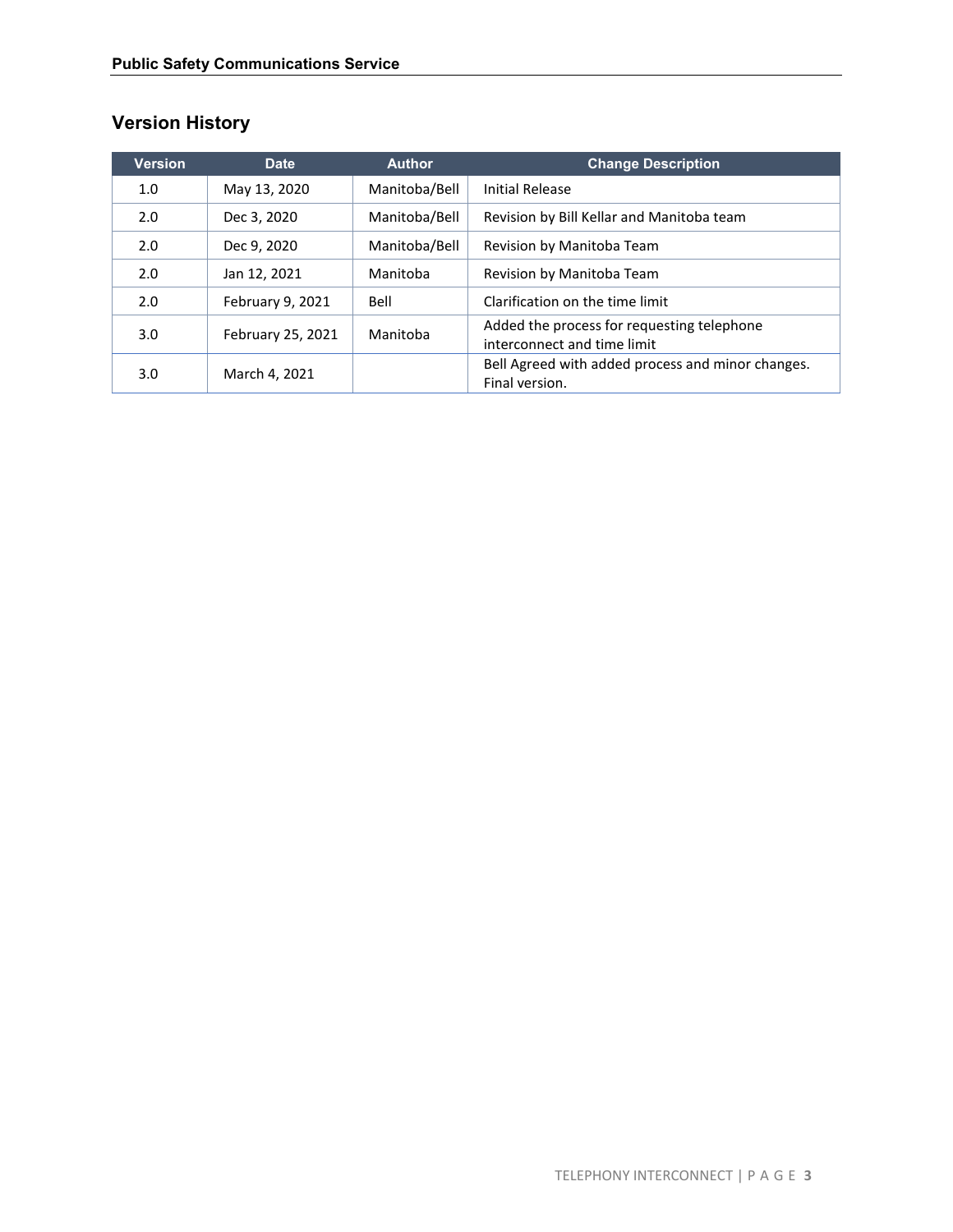## Version History

| Version | Date | Author | Change Description |
| --- | --- | --- | --- |
| 1.0 | May 13, 2020 | Manitoba/Bell | Initial Release |
| 2.0 | Dec 3, 2020 | Manitoba/Bell | Revision by Bill Kellar and Manitoba team |
| 2.0 | Dec 9, 2020 | Manitoba/Bell | Revision by Manitoba Team |
| 2.0 | Jan 12, 2021 | Manitoba | Revision by Manitoba Team |
| 2.0 | February 9, 2021 | Bell | Clarification on the time limit |
| 3.0 | February 25, 2021 | Manitoba | Added the process for requesting telephone interconnect and time limit |
| 3.0 | March 4, 2021 | | Bell Agreed with added process and minor changes. Final version. |